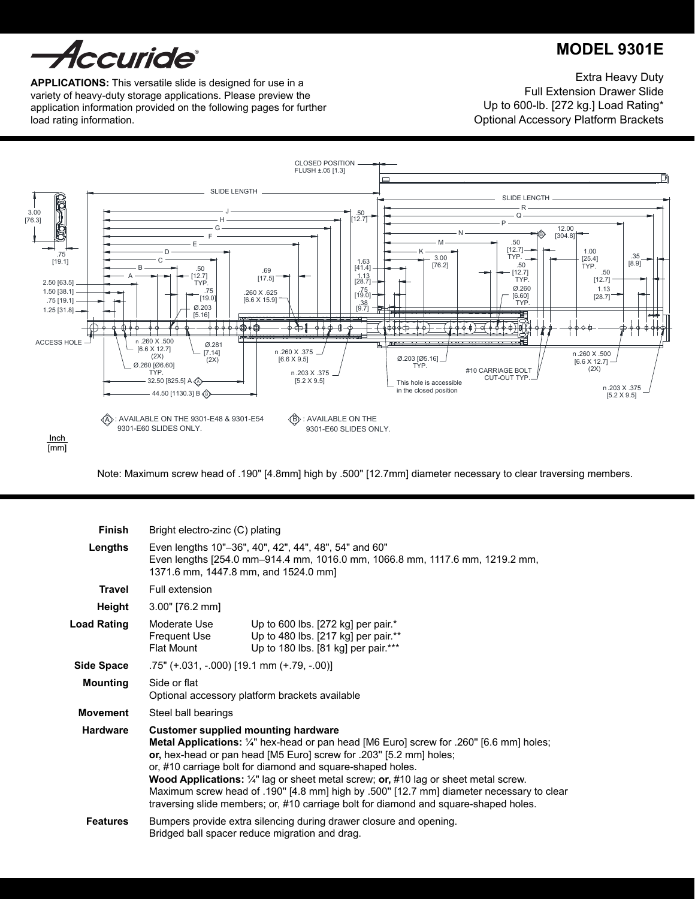# Accuride®

## MODEL 9301E

**APPLICATIONS:** This versatile slide is designed for use in a variety of heavy-duty storage applications. Please preview the application information provided on the following pages for further load rating information.

Extra Heavy Duty
Full Extension Drawer Slide
Up to 600-lb. [272 kg.] Load Rating*
Optional Accessory Platform Brackets

A : AVAILABLE ON THE 9301-E48 & 9301-E54 9301-E60 SLIDES ONLY.

B : AVAILABLE ON THE 9301-E60 SLIDES ONLY.

Inch
[mm]

Note: Maximum screw head of .190" [4.8mm] high by .500" [12.7mm] diameter necessary to clear traversing members.

| | | |
|---|---|---|
| **Finish** | Bright electro-zinc (C) plating | |
| **Lengths** | Even lengths 10"–36", 40", 42", 44", 48", 54" and 60"<br>Even lengths [254.0 mm–914.4 mm, 1016.0 mm, 1066.8 mm, 1117.6 mm, 1219.2 mm, 1371.6 mm, 1447.8 mm, and 1524.0 mm] | |
| **Travel** | Full extension | |
| **Height** | 3.00" [76.2 mm] | |
| **Load Rating** | Moderate Use | Up to 600 lbs. [272 kg] per pair.* |
| | Frequent Use | Up to 480 lbs. [217 kg] per pair.** |
| | Flat Mount | Up to 180 lbs. [81 kg] per pair.*** |
| **Side Space** | .75" (+.031, -.000) [19.1 mm (+.79, -.00)] | |
| **Mounting** | Side or flat<br>Optional accessory platform brackets available | |
| **Movement** | Steel ball bearings | |
| **Hardware** | **Customer supplied mounting hardware**<br>**Metal Applications:** ¼" hex-head or pan head [M6 Euro] screw for .260" [6.6 mm] holes; **or,** hex-head or pan head [M5 Euro] screw for .203" [5.2 mm] holes; or, #10 carriage bolt for diamond and square-shaped holes.<br>**Wood Applications:** ¼" lag or sheet metal screw; **or,** #10 lag or sheet metal screw. Maximum screw head of .190" [4.8 mm] high by .500" [12.7 mm] diameter necessary to clear traversing slide members; or, #10 carriage bolt for diamond and square-shaped holes. | |
| **Features** | Bumpers provide extra silencing during drawer closure and opening.<br>Bridged ball spacer reduce migration and drag. | |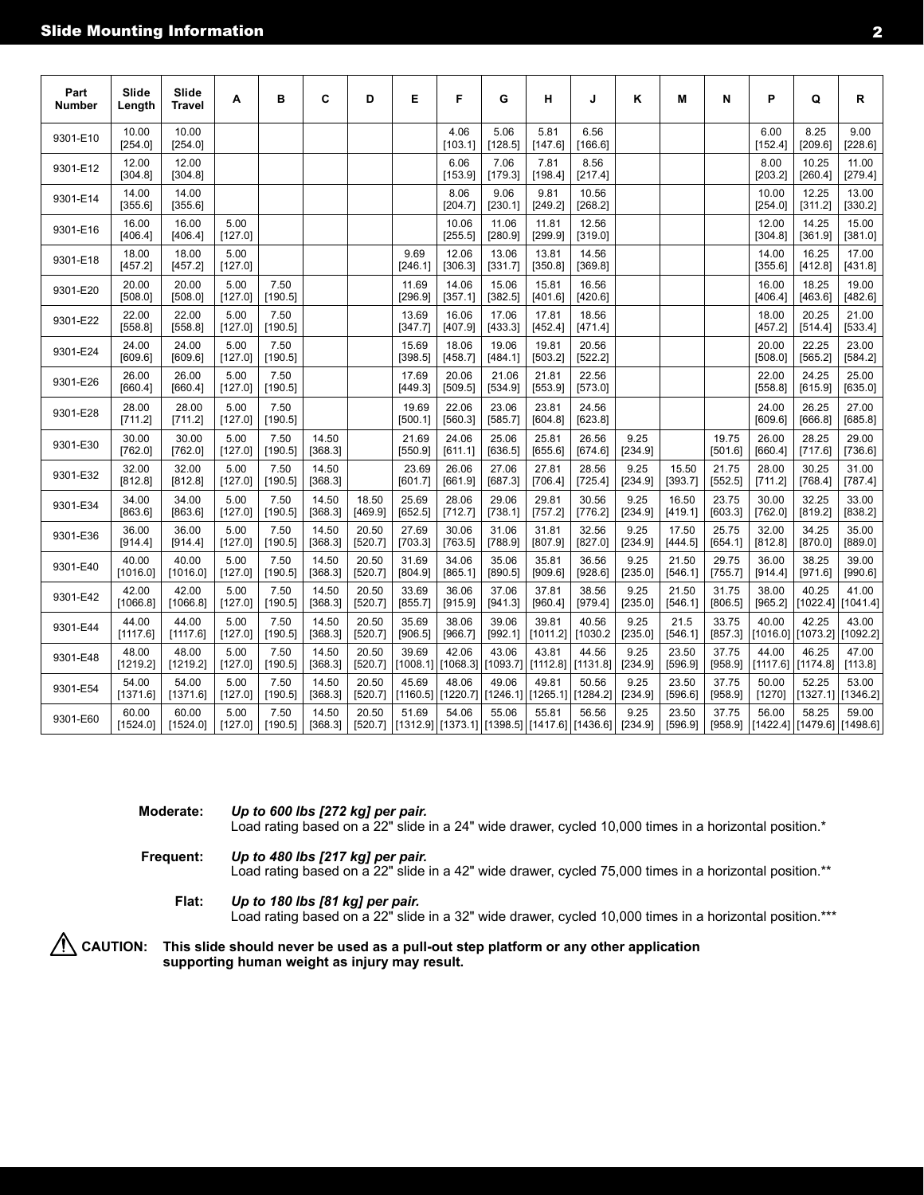## Slide Mounting Information

| Part Number | Slide Length | Slide Travel | A | B | C | D | E | F | G | H | J | K | M | N | P | Q | R |
|---|---|---|---|---|---|---|---|---|---|---|---|---|---|---|---|---|---|
| 9301-E10 | 10.00 [254.0] | 10.00 [254.0] | | | | | | 4.06 [103.1] | 5.06 [128.5] | 5.81 [147.6] | 6.56 [166.6] | | | | 6.00 [152.4] | 8.25 [209.6] | 9.00 [228.6] |
| 9301-E12 | 12.00 [304.8] | 12.00 [304.8] | | | | | | 6.06 [153.9] | 7.06 [179.3] | 7.81 [198.4] | 8.56 [217.4] | | | | 8.00 [203.2] | 10.25 [260.4] | 11.00 [279.4] |
| 9301-E14 | 14.00 [355.6] | 14.00 [355.6] | | | | | | 8.06 [204.7] | 9.06 [230.1] | 9.81 [249.2] | 10.56 [268.2] | | | | 10.00 [254.0] | 12.25 [311.2] | 13.00 [330.2] |
| 9301-E16 | 16.00 [406.4] | 16.00 [406.4] | 5.00 [127.0] | | | | | 10.06 [255.5] | 11.06 [280.9] | 11.81 [299.9] | 12.56 [319.0] | | | | 12.00 [304.8] | 14.25 [361.9] | 15.00 [381.0] |
| 9301-E18 | 18.00 [457.2] | 18.00 [457.2] | 5.00 [127.0] | | | | 9.69 [246.1] | 12.06 [306.3] | 13.06 [331.7] | 13.81 [350.8] | 14.56 [369.8] | | | | 14.00 [355.6] | 16.25 [412.8] | 17.00 [431.8] |
| 9301-E20 | 20.00 [508.0] | 20.00 [508.0] | 5.00 [127.0] | 7.50 [190.5] | | | 11.69 [296.9] | 14.06 [357.1] | 15.06 [382.5] | 15.81 [401.6] | 16.56 [420.6] | | | | 16.00 [406.4] | 18.25 [463.6] | 19.00 [482.6] |
| 9301-E22 | 22.00 [558.8] | 22.00 [558.8] | 5.00 [127.0] | 7.50 [190.5] | | | 13.69 [347.7] | 16.06 [407.9] | 17.06 [433.3] | 17.81 [452.4] | 18.56 [471.4] | | | | 18.00 [457.2] | 20.25 [514.4] | 21.00 [533.4] |
| 9301-E24 | 24.00 [609.6] | 24.00 [609.6] | 5.00 [127.0] | 7.50 [190.5] | | | 15.69 [398.5] | 18.06 [458.7] | 19.06 [484.1] | 19.81 [503.2] | 20.56 [522.2] | | | | 20.00 [508.0] | 22.25 [565.2] | 23.00 [584.2] |
| 9301-E26 | 26.00 [660.4] | 26.00 [660.4] | 5.00 [127.0] | 7.50 [190.5] | | | 17.69 [449.3] | 20.06 [509.5] | 21.06 [534.9] | 21.81 [553.9] | 22.56 [573.0] | | | | 22.00 [558.8] | 24.25 [615.9] | 25.00 [635.0] |
| 9301-E28 | 28.00 [711.2] | 28.00 [711.2] | 5.00 [127.0] | 7.50 [190.5] | | | 19.69 [500.1] | 22.06 [560.3] | 23.06 [585.7] | 23.81 [604.8] | 24.56 [623.8] | | | | 24.00 [609.6] | 26.25 [666.8] | 27.00 [685.8] |
| 9301-E30 | 30.00 [762.0] | 30.00 [762.0] | 5.00 [127.0] | 7.50 [190.5] | 14.50 [368.3] | | 21.69 [550.9] | 24.06 [611.1] | 25.06 [636.5] | 25.81 [655.6] | 26.56 [674.6] | 9.25 [234.9] | | 19.75 [501.6] | 26.00 [660.4] | 28.25 [717.6] | 29.00 [736.6] |
| 9301-E32 | 32.00 [812.8] | 32.00 [812.8] | 5.00 [127.0] | 7.50 [190.5] | 14.50 [368.3] | | 23.69 [601.7] | 26.06 [661.9] | 27.06 [687.3] | 27.81 [706.4] | 28.56 [725.4] | 9.25 [234.9] | 15.50 [393.7] | 21.75 [552.5] | 28.00 [711.2] | 30.25 [768.4] | 31.00 [787.4] |
| 9301-E34 | 34.00 [863.6] | 34.00 [863.6] | 5.00 [127.0] | 7.50 [190.5] | 14.50 [368.3] | 18.50 [469.9] | 25.69 [652.5] | 28.06 [712.7] | 29.06 [738.1] | 29.81 [757.2] | 30.56 [776.2] | 9.25 [234.9] | 16.50 [419.1] | 23.75 [603.3] | 30.00 [762.0] | 32.25 [819.2] | 33.00 [838.2] |
| 9301-E36 | 36.00 [914.4] | 36.00 [914.4] | 5.00 [127.0] | 7.50 [190.5] | 14.50 [368.3] | 20.50 [520.7] | 27.69 [703.3] | 30.06 [763.5] | 31.06 [788.9] | 31.81 [807.9] | 32.56 [827.0] | 9.25 [234.9] | 17.50 [444.5] | 25.75 [654.1] | 32.00 [812.8] | 34.25 [870.0] | 35.00 [889.0] |
| 9301-E40 | 40.00 [1016.0] | 40.00 [1016.0] | 5.00 [127.0] | 7.50 [190.5] | 14.50 [368.3] | 20.50 [520.7] | 31.69 [804.9] | 34.06 [865.1] | 35.06 [890.5] | 35.81 [909.6] | 36.56 [928.6] | 9.25 [235.0] | 21.50 [546.1] | 29.75 [755.7] | 36.00 [914.4] | 38.25 [971.6] | 39.00 [990.6] |
| 9301-E42 | 42.00 [1066.8] | 42.00 [1066.8] | 5.00 [127.0] | 7.50 [190.5] | 14.50 [368.3] | 20.50 [520.7] | 33.69 [855.7] | 36.06 [915.9] | 37.06 [941.3] | 37.81 [960.4] | 38.56 [979.4] | 9.25 [235.0] | 21.50 [546.1] | 31.75 [806.5] | 38.00 [965.2] | 40.25 [1022.4] | 41.00 [1041.4] |
| 9301-E44 | 44.00 [1117.6] | 44.00 [1117.6] | 5.00 [127.0] | 7.50 [190.5] | 14.50 [368.3] | 20.50 [520.7] | 35.69 [906.5] | 38.06 [966.7] | 39.06 [992.1] | 39.81 [1011.2] | 40.56 [1030.2 | 9.25 [235.0] | 21.5 [546.1] | 33.75 [857.3] | 40.00 [1016.0] | 42.25 [1073.2] | 43.00 [1092.2] |
| 9301-E48 | 48.00 [1219.2] | 48.00 [1219.2] | 5.00 [127.0] | 7.50 [190.5] | 14.50 [368.3] | 20.50 [520.7] | 39.69 [1008.1] | 42.06 [1068.3] | 43.06 [1093.7] | 43.81 [1112.8] | 44.56 [1131.8] | 9.25 [234.9] | 23.50 [596.9] | 37.75 [958.9] | 44.00 [1117.6] | 46.25 [1174.8] | 47.00 [113.8] |
| 9301-E54 | 54.00 [1371.6] | 54.00 [1371.6] | 5.00 [127.0] | 7.50 [190.5] | 14.50 [368.3] | 20.50 [520.7] | 45.69 [1160.5] | 48.06 [1220.7] | 49.06 [1246.1] | 49.81 [1265.1] | 50.56 [1284.2] | 9.25 [234.9] | 23.50 [596.6] | 37.75 [958.9] | 50.00 [1270] | 52.25 [1327.1] | 53.00 [1346.2] |
| 9301-E60 | 60.00 [1524.0] | 60.00 [1524.0] | 5.00 [127.0] | 7.50 [190.5] | 14.50 [368.3] | 20.50 [520.7] | 51.69 [1312.9] | 54.06 [1373.1] | 55.06 [1398.5] | 55.81 [1417.6] | 56.56 [1436.6] | 9.25 [234.9] | 23.50 [596.9] | 37.75 [958.9] | 56.00 [1422.4] | 58.25 [1479.6] | 59.00 [1498.6] |

**Moderate:** ***Up to 600 lbs [272 kg] per pair.***
Load rating based on a 22" slide in a 24" wide drawer, cycled 10,000 times in a horizontal position.*

**Frequent:** ***Up to 480 lbs [217 kg] per pair.***
Load rating based on a 22" slide in a 42" wide drawer, cycled 75,000 times in a horizontal position.**

**Flat:** ***Up to 180 lbs [81 kg] per pair.***
Load rating based on a 22" slide in a 32" wide drawer, cycled 10,000 times in a horizontal position.***

⚠ **CAUTION: This slide should never be used as a pull-out step platform or any other application supporting human weight as injury may result.**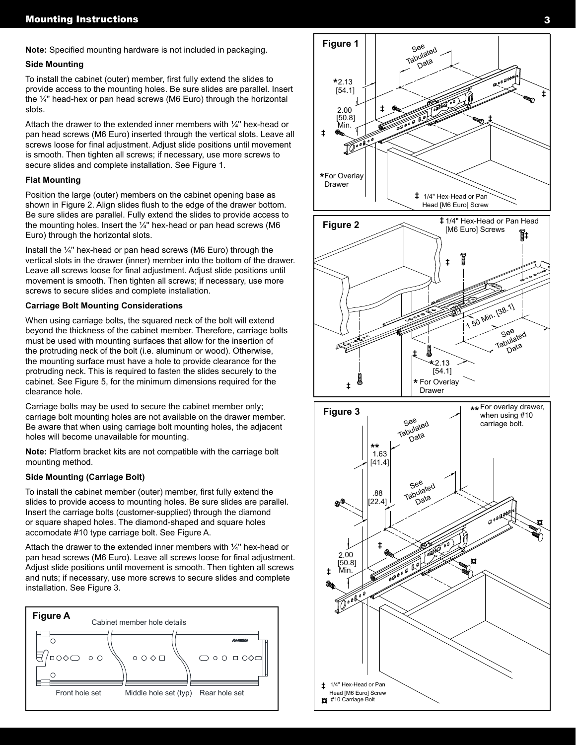## Mounting Instructions

**Note:** Specified mounting hardware is not included in packaging.

**Side Mounting**

To install the cabinet (outer) member, first fully extend the slides to provide access to the mounting holes. Be sure slides are parallel. Insert the ¼" head-hex or pan head screws (M6 Euro) through the horizontal slots.

Attach the drawer to the extended inner members with ¼" hex-head or pan head screws (M6 Euro) inserted through the vertical slots. Leave all screws loose for final adjustment. Adjust slide positions until movement is smooth. Then tighten all screws; if necessary, use more screws to secure slides and complete installation. See Figure 1.

**Flat Mounting**

Position the large (outer) members on the cabinet opening base as shown in Figure 2. Align slides flush to the edge of the drawer bottom. Be sure slides are parallel. Fully extend the slides to provide access to the mounting holes. Insert the ¼" hex-head or pan head screws (M6 Euro) through the horizontal slots.

Install the ¼" hex-head or pan head screws (M6 Euro) through the vertical slots in the drawer (inner) member into the bottom of the drawer. Leave all screws loose for final adjustment. Adjust slide positions until movement is smooth. Then tighten all screws; if necessary, use more screws to secure slides and complete installation.

**Carriage Bolt Mounting Considerations**

When using carriage bolts, the squared neck of the bolt will extend beyond the thickness of the cabinet member. Therefore, carriage bolts must be used with mounting surfaces that allow for the insertion of the protruding neck of the bolt (i.e. aluminum or wood). Otherwise, the mounting surface must have a hole to provide clearance for the protruding neck. This is required to fasten the slides securely to the cabinet. See Figure 5, for the minimum dimensions required for the clearance hole.

Carriage bolts may be used to secure the cabinet member only; carriage bolt mounting holes are not available on the drawer member. Be aware that when using carriage bolt mounting holes, the adjacent holes will become unavailable for mounting.

**Note:** Platform bracket kits are not compatible with the carriage bolt mounting method.

**Side Mounting (Carriage Bolt)**

To install the cabinet member (outer) member, first fully extend the slides to provide access to mounting holes. Be sure slides are parallel. Insert the carriage bolts (customer-supplied) through the diamond or square shaped holes. The diamond-shaped and square holes accomodate #10 type carriage bolt. See Figure A.

Attach the drawer to the extended inner members with ¼" hex-head or pan head screws (M6 Euro). Leave all screws loose for final adjustment. Adjust slide positions until movement is smooth. Then tighten all screws and nuts; if necessary, use more screws to secure slides and complete installation. See Figure 3.

**Figure A**

Cabinet member hole details

Front hole set — Middle hole set (typ) — Rear hole set

**Figure 1**

See Tabulated Data

*2.13 [54.1]

2.00 [50.8] Min.

*For Overlay Drawer

‡ 1/4" Hex-Head or Pan Head [M6 Euro] Screw

**Figure 2**

‡ 1/4" Hex-Head or Pan Head [M6 Euro] Screws

1.50 Min. [38.1]

See Tabulated Data

*2.13 [54.1]

* For Overlay Drawer

**Figure 3**

** For overlay drawer, when using #10 carriage bolt.

See Tabulated Data

** 1.63 [41.4]

.88 [22.4]

See Tabulated Data

2.00 [50.8] Min.

‡ 1/4" Hex-Head or Pan Head [M6 Euro] Screw

¤ #10 Carriage Bolt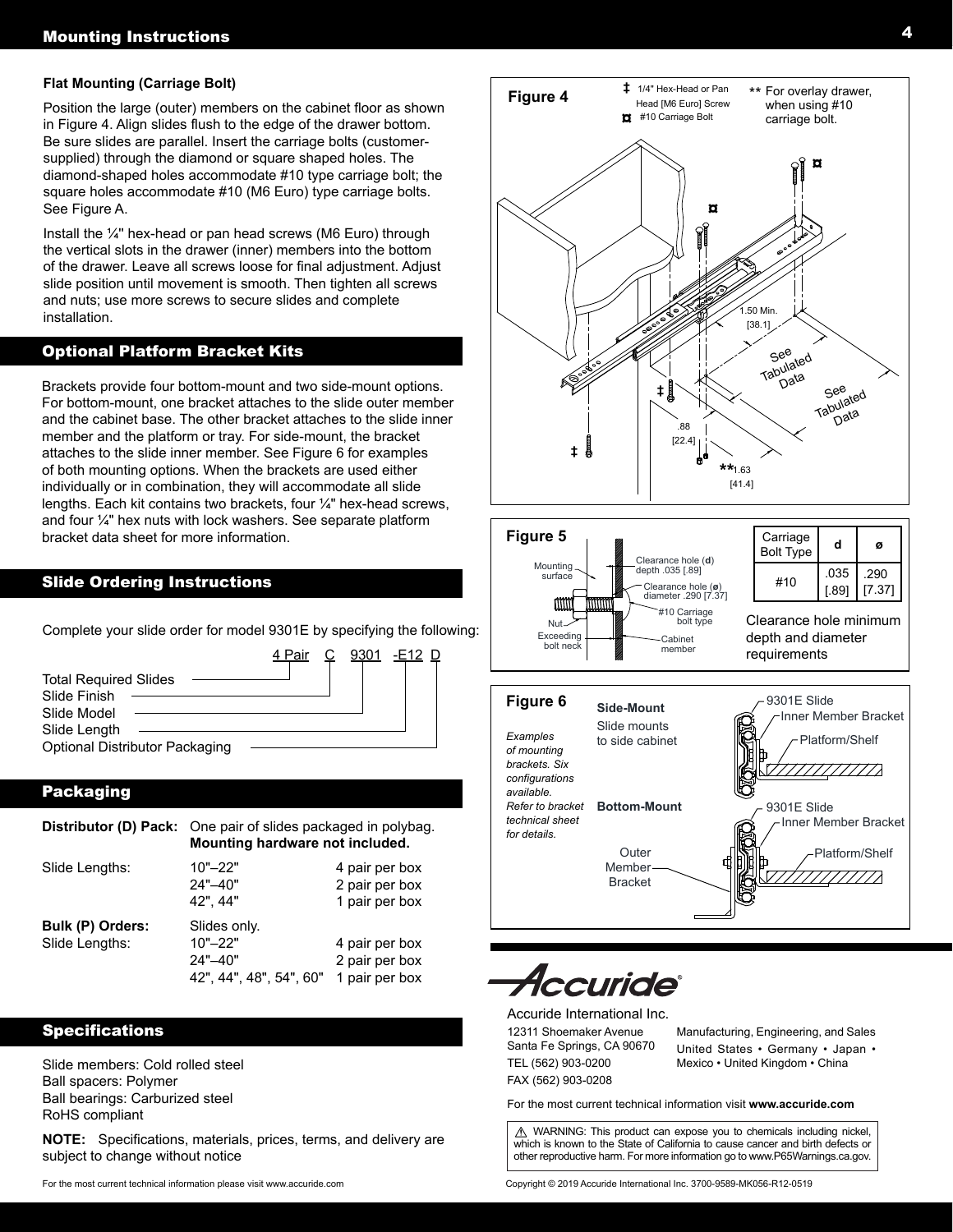## Mounting Instructions

### Flat Mounting (Carriage Bolt)

Position the large (outer) members on the cabinet floor as shown in Figure 4. Align slides flush to the edge of the drawer bottom. Be sure slides are parallel. Insert the carriage bolts (customer-supplied) through the diamond or square shaped holes. The diamond-shaped holes accommodate #10 type carriage bolt; the square holes accommodate #10 (M6 Euro) type carriage bolts. See Figure A.

Install the ¼" hex-head or pan head screws (M6 Euro) through the vertical slots in the drawer (inner) members into the bottom of the drawer. Leave all screws loose for final adjustment. Adjust slide position until movement is smooth. Then tighten all screws and nuts; use more screws to secure slides and complete installation.

## Optional Platform Bracket Kits

Brackets provide four bottom-mount and two side-mount options. For bottom-mount, one bracket attaches to the slide outer member and the cabinet base. The other bracket attaches to the slide inner member and the platform or tray. For side-mount, the bracket attaches to the slide inner member. See Figure 6 for examples of both mounting options. When the brackets are used either individually or in combination, they will accommodate all slide lengths. Each kit contains two brackets, four ¼" hex-head screws, and four ¼" hex nuts with lock washers. See separate platform bracket data sheet for more information.

## Slide Ordering Instructions

Complete your slide order for model 9301E by specifying the following:

4 Pair C 9301 -E12 D

- Total Required Slides — 4 Pair
- Slide Finish — C
- Slide Model — 9301
- Slide Length — -E12
- Optional Distributor Packaging — D

## Packaging

| | | |
|---|---|---|
| **Distributor (D) Pack:** | One pair of slides packaged in polybag. **Mounting hardware not included.** | |
| Slide Lengths: | 10"–22" | 4 pair per box |
| | 24"–40" | 2 pair per box |
| | 42", 44" | 1 pair per box |
| **Bulk (P) Orders:** | Slides only. | |
| Slide Lengths: | 10"–22" | 4 pair per box |
| | 24"–40" | 2 pair per box |
| | 42", 44", 48", 54", 60" | 1 pair per box |

## Specifications

Slide members: Cold rolled steel
Ball spacers: Polymer
Ball bearings: Carburized steel
RoHS compliant

**NOTE:** Specifications, materials, prices, terms, and delivery are subject to change without notice

**Figure 4**

‡ 1/4" Hex-Head or Pan Head [M6 Euro] Screw
¤ #10 Carriage Bolt
** For overlay drawer, when using #10 carriage bolt.

1.50 Min. [38.1]
See Tabulated Data
See Tabulated Data
.88 [22.4]
**1.63 [41.4]

**Figure 5**

Mounting surface
Clearance hole (**d**) depth .035 [.89]
Clearance hole (**ø**) diameter .290 [7.37]
#10 Carriage bolt type
Nut
Exceeding bolt neck
Cabinet member

| Carriage Bolt Type | d | ø |
|---|---|---|
| #10 | .035 [.89] | .290 [7.37] |

Clearance hole minimum depth and diameter requirements

**Figure 6**

*Examples of mounting brackets. Six configurations available. Refer to bracket technical sheet for details.*

**Side-Mount**
Slide mounts to side cabinet
9301E Slide
Inner Member Bracket
Platform/Shelf

**Bottom-Mount**
9301E Slide
Inner Member Bracket
Platform/Shelf
Outer Member Bracket

Accuride

Accuride International Inc.
12311 Shoemaker Avenue
Santa Fe Springs, CA 90670
TEL (562) 903-0200
FAX (562) 903-0208

Manufacturing, Engineering, and Sales
United States • Germany • Japan • Mexico • United Kingdom • China

For the most current technical information visit **www.accuride.com**

⚠ WARNING: This product can expose you to chemicals including nickel, which is known to the State of California to cause cancer and birth defects or other reproductive harm. For more information go to www.P65Warnings.ca.gov.

For the most current technical information please visit www.accuride.com

Copyright © 2019 Accuride International Inc. 3700-9589-MK056-R12-0519